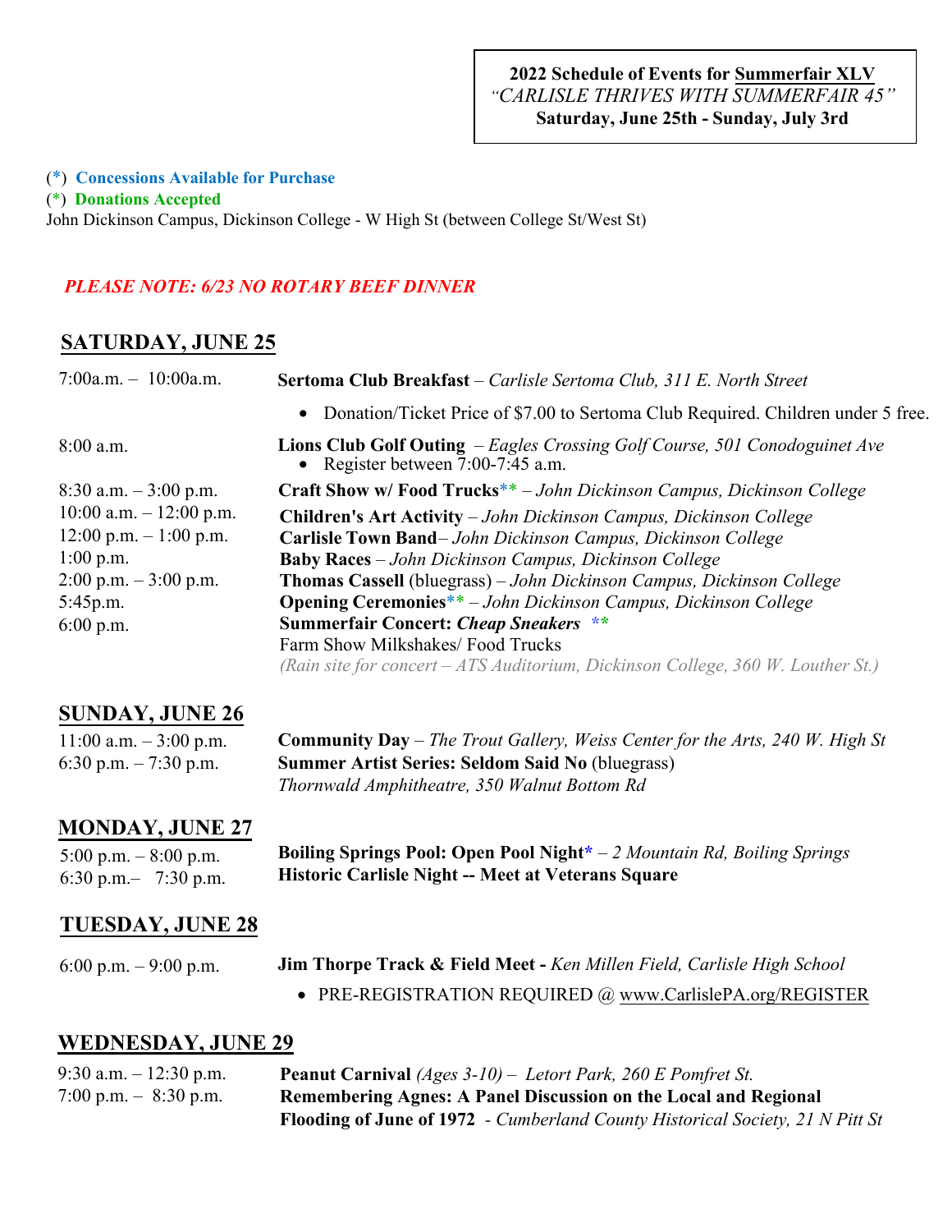**2022 Schedule of Events for Summerfair XLV**
*"CARLISLE THRIVES WITH SUMMERFAIR 45"*
**Saturday, June 25th - Sunday, July 3rd**

(*) **Concessions Available for Purchase**
(*) **Donations Accepted**
John Dickinson Campus, Dickinson College - W High St (between College St/West St)

***PLEASE NOTE: 6/23 NO ROTARY BEEF DINNER***

## SATURDAY, JUNE 25

| | |
|---|---|
| 7:00a.m. – 10:00a.m. | **Sertoma Club Breakfast** – *Carlisle Sertoma Club, 311 E. North Street*<br>• Donation/Ticket Price of $7.00 to Sertoma Club Required. Children under 5 free. |
| 8:00 a.m. | **Lions Club Golf Outing** – *Eagles Crossing Golf Course, 501 Conodoguinet Ave*<br>• Register between 7:00-7:45 a.m. |
| 8:30 a.m. – 3:00 p.m. | **Craft Show w/ Food Trucks**** – *John Dickinson Campus, Dickinson College* |
| 10:00 a.m. – 12:00 p.m. | **Children's Art Activity** – *John Dickinson Campus, Dickinson College* |
| 12:00 p.m. – 1:00 p.m. | **Carlisle Town Band**– *John Dickinson Campus, Dickinson College* |
| 1:00 p.m. | **Baby Races** – *John Dickinson Campus, Dickinson College* |
| 2:00 p.m. – 3:00 p.m. | **Thomas Cassell** (bluegrass) – *John Dickinson Campus, Dickinson College* |
| 5:45p.m. | **Opening Ceremonies**** – *John Dickinson Campus, Dickinson College* |
| 6:00 p.m. | **Summerfair Concert: *Cheap Sneakers*** **<br>Farm Show Milkshakes/ Food Trucks<br>*(Rain site for concert – ATS Auditorium, Dickinson College, 360 W. Louther St.)* |

## SUNDAY, JUNE 26

| | |
|---|---|
| 11:00 a.m. – 3:00 p.m. | **Community Day** – *The Trout Gallery, Weiss Center for the Arts, 240 W. High St* |
| 6:30 p.m. – 7:30 p.m. | **Summer Artist Series: Seldom Said No** (bluegrass)<br>*Thornwald Amphitheatre, 350 Walnut Bottom Rd* |

## MONDAY, JUNE 27

| | |
|---|---|
| 5:00 p.m. – 8:00 p.m. | **Boiling Springs Pool: Open Pool Night*** – *2 Mountain Rd, Boiling Springs* |
| 6:30 p.m.– 7:30 p.m. | **Historic Carlisle Night -- Meet at Veterans Square** |

## TUESDAY, JUNE 28

| | |
|---|---|
| 6:00 p.m. – 9:00 p.m. | **Jim Thorpe Track & Field Meet -** *Ken Millen Field, Carlisle High School*<br>• PRE-REGISTRATION REQUIRED @ www.CarlislePA.org/REGISTER |

## WEDNESDAY, JUNE 29

| | |
|---|---|
| 9:30 a.m. – 12:30 p.m. | **Peanut Carnival** *(Ages 3-10)* – *Letort Park, 260 E Pomfret St.* |
| 7:00 p.m. – 8:30 p.m. | **Remembering Agnes: A Panel Discussion on the Local and Regional Flooding of June of 1972** - *Cumberland County Historical Society, 21 N Pitt St* |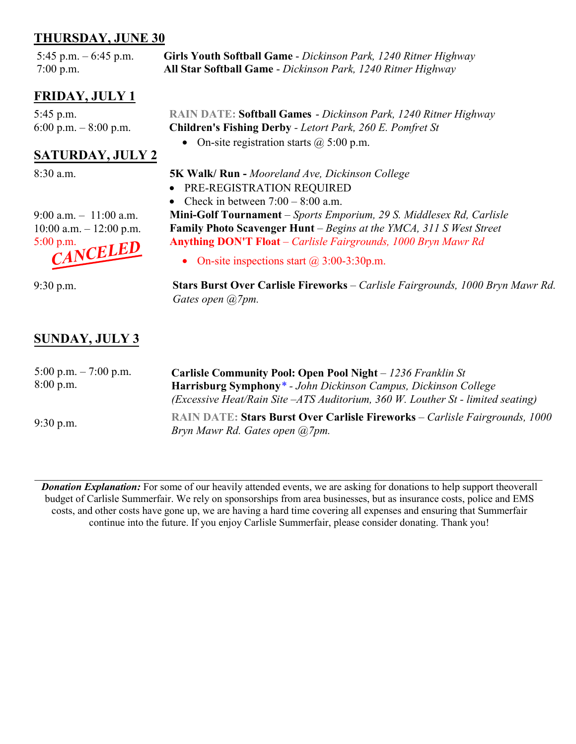## THURSDAY, JUNE 30

5:45 p.m. – 6:45 p.m. **Girls Youth Softball Game** - *Dickinson Park, 1240 Ritner Highway*

7:00 p.m. **All Star Softball Game** - *Dickinson Park, 1240 Ritner Highway*

## FRIDAY, JULY 1

5:45 p.m. RAIN DATE: **Softball Games** - *Dickinson Park, 1240 Ritner Highway*

6:00 p.m. – 8:00 p.m. **Children's Fishing Derby** - *Letort Park, 260 E. Pomfret St*

- On-site registration starts @ 5:00 p.m.

## SATURDAY, JULY 2

8:30 a.m. **5K Walk/ Run -** *Mooreland Ave, Dickinson College*

- PRE-REGISTRATION REQUIRED
- Check in between 7:00 – 8:00 a.m.

9:00 a.m. – 11:00 a.m. **Mini-Golf Tournament** – *Sports Emporium, 29 S. Middlesex Rd, Carlisle*

10:00 a.m. – 12:00 p.m. **Family Photo Scavenger Hunt** – *Begins at the YMCA, 311 S West Street*

5:00 p.m. CANCELED **Anything DON'T Float** – *Carlisle Fairgrounds, 1000 Bryn Mawr Rd*

- On-site inspections start @ 3:00-3:30p.m.

9:30 p.m. **Stars Burst Over Carlisle Fireworks** – *Carlisle Fairgrounds, 1000 Bryn Mawr Rd. Gates open @7pm.*

## SUNDAY, JULY 3

5:00 p.m. – 7:00 p.m. **Carlisle Community Pool: Open Pool Night** – *1236 Franklin St*

8:00 p.m. **Harrisburg Symphony*** - *John Dickinson Campus, Dickinson College (Excessive Heat/Rain Site –ATS Auditorium, 360 W. Louther St - limited seating)*

9:30 p.m. RAIN DATE: **Stars Burst Over Carlisle Fireworks** – *Carlisle Fairgrounds, 1000 Bryn Mawr Rd. Gates open @7pm.*

---

***Donation Explanation:*** For some of our heavily attended events, we are asking for donations to help support theoverall budget of Carlisle Summerfair. We rely on sponsorships from area businesses, but as insurance costs, police and EMS costs, and other costs have gone up, we are having a hard time covering all expenses and ensuring that Summerfair continue into the future. If you enjoy Carlisle Summerfair, please consider donating. Thank you!